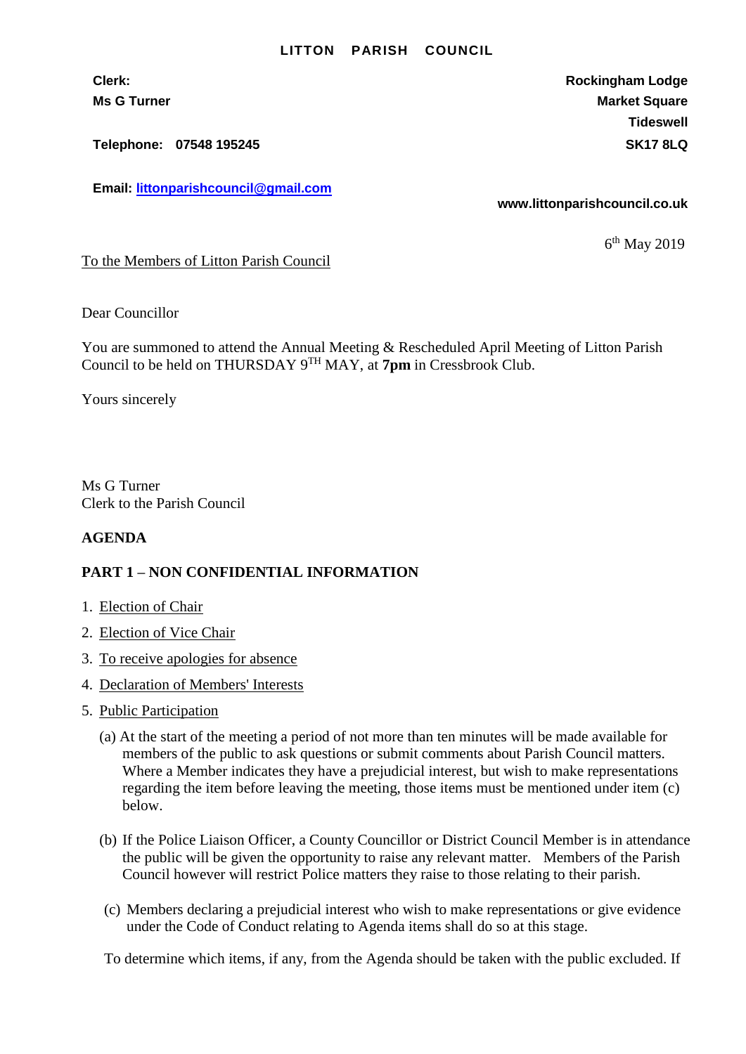**LITTON PARISH COUNCIL**

**Clerk:**
**Ms G Turner**

**Telephone: 07548 195245**

**Email: littonparishcouncil@gmail.com**

**Rockingham Lodge**
**Market Square**
**Tideswell**
**SK17 8LQ**

**www.littonparishcouncil.co.uk**

6th May 2019

To the Members of Litton Parish Council

Dear Councillor

You are summoned to attend the Annual Meeting & Rescheduled April Meeting of Litton Parish Council to be held on THURSDAY 9TH MAY, at **7pm** in Cressbrook Club.

Yours sincerely

Ms G Turner
Clerk to the Parish Council

**AGENDA**

**PART 1 – NON CONFIDENTIAL INFORMATION**

1. Election of Chair
2. Election of Vice Chair
3. To receive apologies for absence
4. Declaration of Members' Interests
5. Public Participation

   (a) At the start of the meeting a period of not more than ten minutes will be made available for members of the public to ask questions or submit comments about Parish Council matters. Where a Member indicates they have a prejudicial interest, but wish to make representations regarding the item before leaving the meeting, those items must be mentioned under item (c) below.

   (b) If the Police Liaison Officer, a County Councillor or District Council Member is in attendance the public will be given the opportunity to raise any relevant matter. Members of the Parish Council however will restrict Police matters they raise to those relating to their parish.

   (c) Members declaring a prejudicial interest who wish to make representations or give evidence under the Code of Conduct relating to Agenda items shall do so at this stage.

   To determine which items, if any, from the Agenda should be taken with the public excluded. If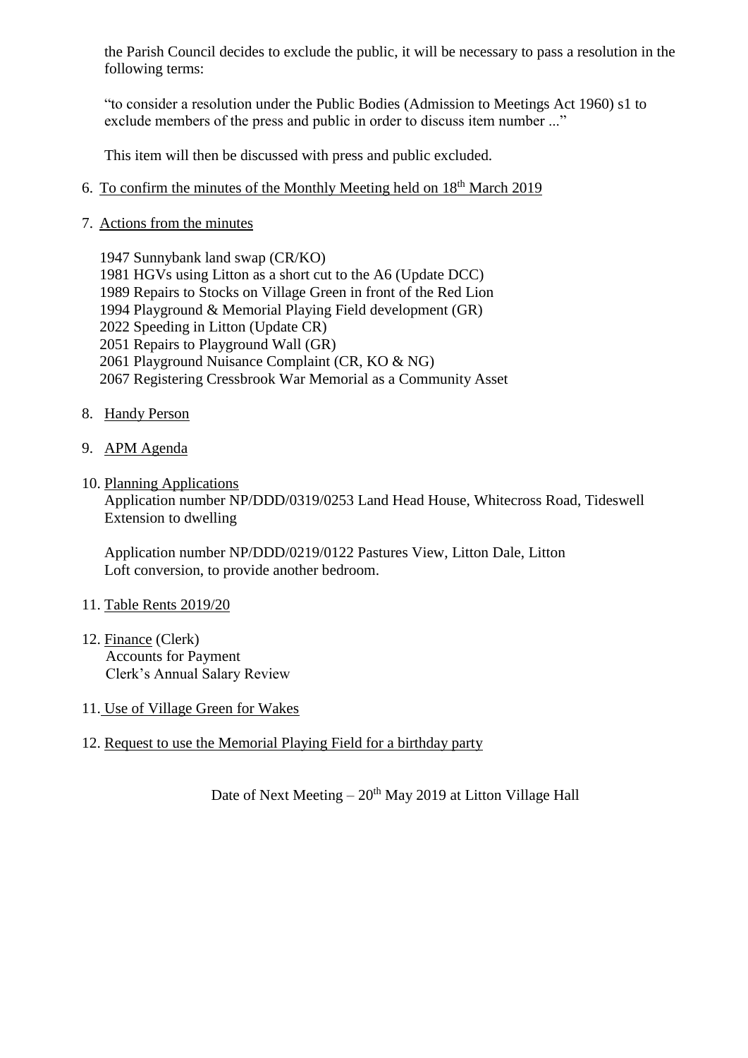the Parish Council decides to exclude the public, it will be necessary to pass a resolution in the following terms:

"to consider a resolution under the Public Bodies (Admission to Meetings Act 1960) s1 to exclude members of the press and public in order to discuss item number ..."

This item will then be discussed with press and public excluded.

6. To confirm the minutes of the Monthly Meeting held on 18th March 2019

7. Actions from the minutes

   1947 Sunnybank land swap (CR/KO)
   1981 HGVs using Litton as a short cut to the A6 (Update DCC)
   1989 Repairs to Stocks on Village Green in front of the Red Lion
   1994 Playground & Memorial Playing Field development (GR)
   2022 Speeding in Litton (Update CR)
   2051 Repairs to Playground Wall (GR)
   2061 Playground Nuisance Complaint (CR, KO & NG)
   2067 Registering Cressbrook War Memorial as a Community Asset

8. Handy Person

9. APM Agenda

10. Planning Applications
    Application number NP/DDD/0319/0253 Land Head House, Whitecross Road, Tideswell
    Extension to dwelling

    Application number NP/DDD/0219/0122 Pastures View, Litton Dale, Litton
    Loft conversion, to provide another bedroom.

11. Table Rents 2019/20

12. Finance (Clerk)
    Accounts for Payment
    Clerk's Annual Salary Review

11. Use of Village Green for Wakes

12. Request to use the Memorial Playing Field for a birthday party

Date of Next Meeting – 20th May 2019 at Litton Village Hall